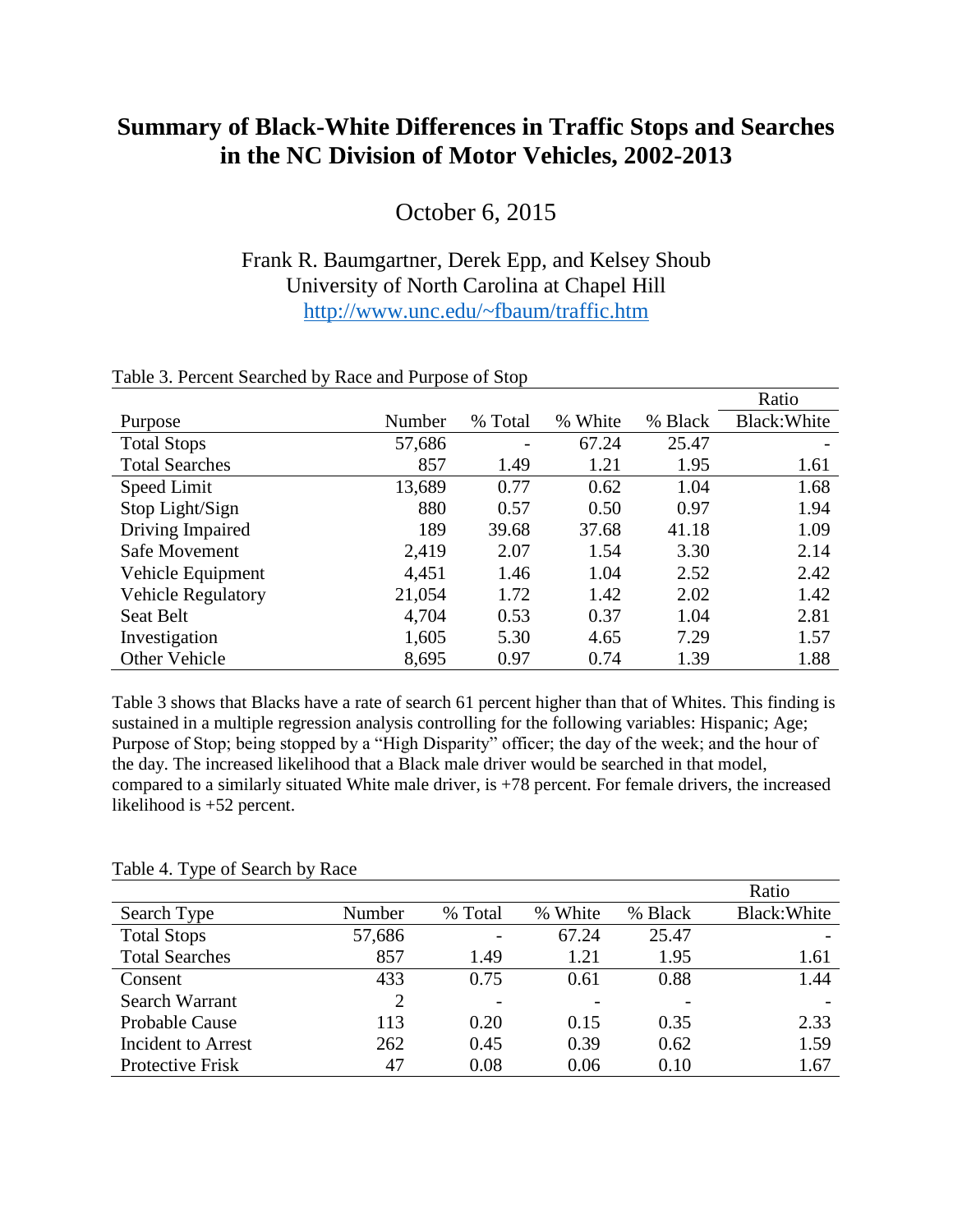# Summary of Black-White Differences in Traffic Stops and Searches in the NC Division of Motor Vehicles, 2002-2013

October 6, 2015

Frank R. Baumgartner, Derek Epp, and Kelsey Shoub
University of North Carolina at Chapel Hill
http://www.unc.edu/~fbaum/traffic.htm

Table 3. Percent Searched by Race and Purpose of Stop

| Purpose | Number | % Total | % White | % Black | Ratio Black:White |
|---|---|---|---|---|---|
| Total Stops | 57,686 | - | 67.24 | 25.47 | - |
| Total Searches | 857 | 1.49 | 1.21 | 1.95 | 1.61 |
| Speed Limit | 13,689 | 0.77 | 0.62 | 1.04 | 1.68 |
| Stop Light/Sign | 880 | 0.57 | 0.50 | 0.97 | 1.94 |
| Driving Impaired | 189 | 39.68 | 37.68 | 41.18 | 1.09 |
| Safe Movement | 2,419 | 2.07 | 1.54 | 3.30 | 2.14 |
| Vehicle Equipment | 4,451 | 1.46 | 1.04 | 2.52 | 2.42 |
| Vehicle Regulatory | 21,054 | 1.72 | 1.42 | 2.02 | 1.42 |
| Seat Belt | 4,704 | 0.53 | 0.37 | 1.04 | 2.81 |
| Investigation | 1,605 | 5.30 | 4.65 | 7.29 | 1.57 |
| Other Vehicle | 8,695 | 0.97 | 0.74 | 1.39 | 1.88 |

Table 3 shows that Blacks have a rate of search 61 percent higher than that of Whites. This finding is sustained in a multiple regression analysis controlling for the following variables: Hispanic; Age; Purpose of Stop; being stopped by a "High Disparity" officer; the day of the week; and the hour of the day. The increased likelihood that a Black male driver would be searched in that model, compared to a similarly situated White male driver, is +78 percent. For female drivers, the increased likelihood is +52 percent.

Table 4. Type of Search by Race

| Search Type | Number | % Total | % White | % Black | Ratio Black:White |
|---|---|---|---|---|---|
| Total Stops | 57,686 | - | 67.24 | 25.47 | - |
| Total Searches | 857 | 1.49 | 1.21 | 1.95 | 1.61 |
| Consent | 433 | 0.75 | 0.61 | 0.88 | 1.44 |
| Search Warrant | 2 | - | - | - | - |
| Probable Cause | 113 | 0.20 | 0.15 | 0.35 | 2.33 |
| Incident to Arrest | 262 | 0.45 | 0.39 | 0.62 | 1.59 |
| Protective Frisk | 47 | 0.08 | 0.06 | 0.10 | 1.67 |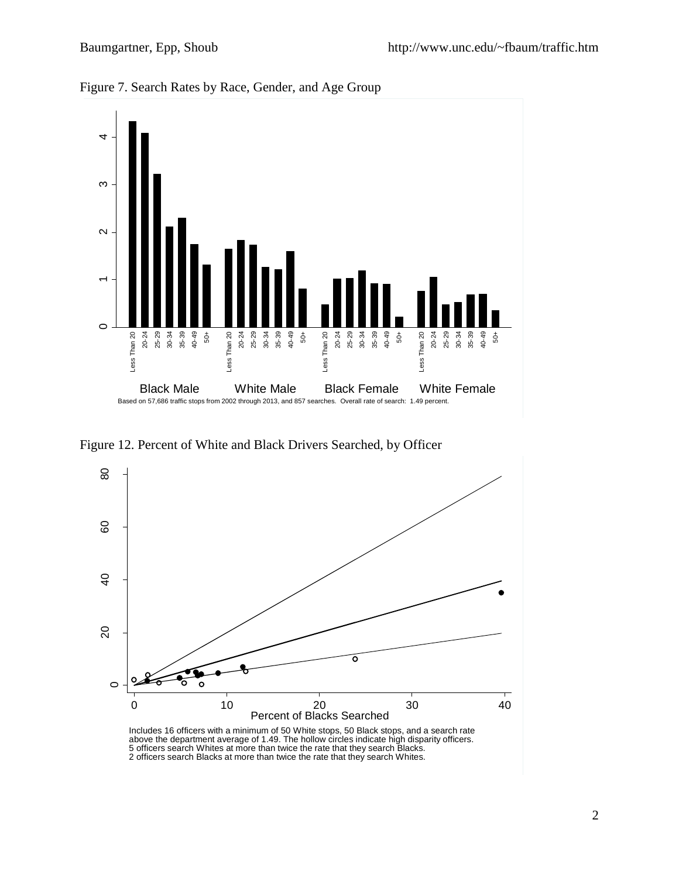Figure 7. Search Rates by Race, Gender, and Age Group

4
3
2
1
0

Less Than 20
20-24
25-29
30-34
35-39
40-49
50+

Black Male
White Male
Black Female
White Female

Based on 57,686 traffic stops from 2002 through 2013, and 857 searches. Overall rate of search: 1.49 percent.

Figure 12. Percent of White and Black Drivers Searched, by Officer

80
60
40
20
0

0
10
20
30
40

Percent of Blacks Searched

Includes 16 officers with a minimum of 50 White stops, 50 Black stops, and a search rate above the department average of 1.49. The hollow circles indicate high disparity officers.
5 officers search Whites at more than twice the rate that they search Blacks.
2 officers search Blacks at more than twice the rate that they search Whites.